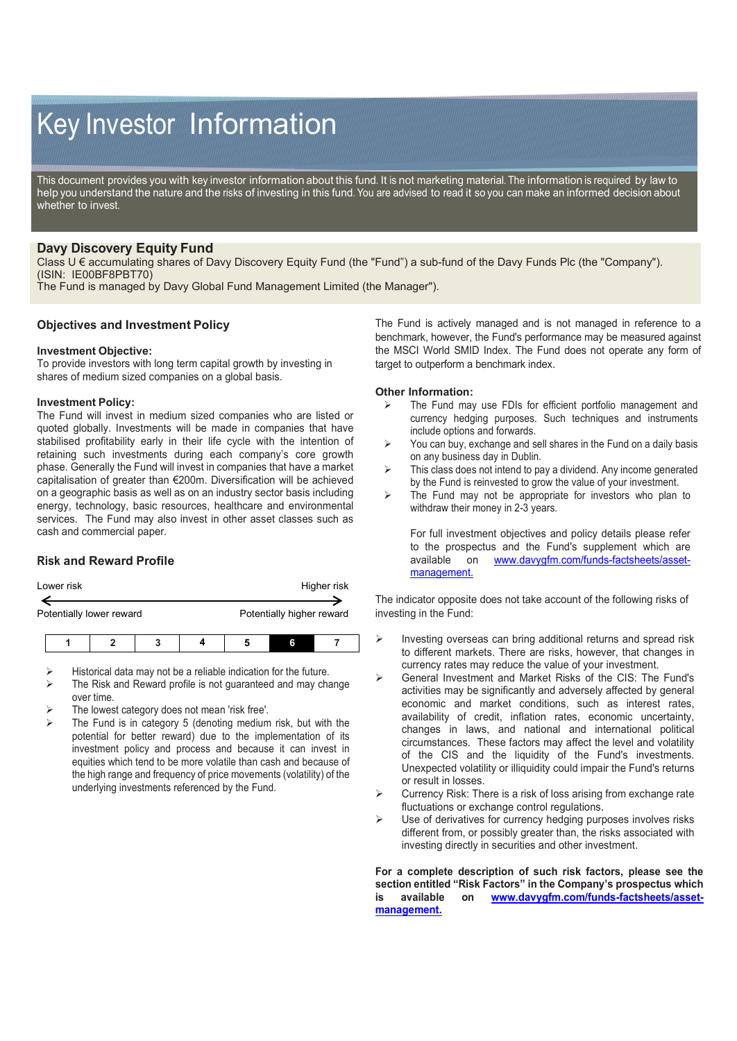# Key Investor Information

This document provides you with key investor information about this fund. It is not marketing material. The information is required by law to help you understand the nature and the risks of investing in this fund. You are advised to read it so you can make an informed decision about whether to invest.

## Davy Discovery Equity Fund

Class U € accumulating shares of Davy Discovery Equity Fund (the "Fund") a sub-fund of the Davy Funds Plc (the "Company"). (ISIN: IE00BF8PBT70)
The Fund is managed by Davy Global Fund Management Limited (the Manager").

## Objectives and Investment Policy

**Investment Objective:**
To provide investors with long term capital growth by investing in shares of medium sized companies on a global basis.

**Investment Policy:**
The Fund will invest in medium sized companies who are listed or quoted globally. Investments will be made in companies that have stabilised profitability early in their life cycle with the intention of retaining such investments during each company's core growth phase. Generally the Fund will invest in companies that have a market capitalisation of greater than €200m. Diversification will be achieved on a geographic basis as well as on an industry sector basis including energy, technology, basic resources, healthcare and environmental services. The Fund may also invest in other asset classes such as cash and commercial paper.

The Fund is actively managed and is not managed in reference to a benchmark, however, the Fund's performance may be measured against the MSCI World SMID Index. The Fund does not operate any form of target to outperform a benchmark index.

**Other Information:**

- The Fund may use FDIs for efficient portfolio management and currency hedging purposes. Such techniques and instruments include options and forwards.
- You can buy, exchange and sell shares in the Fund on a daily basis on any business day in Dublin.
- This class does not intend to pay a dividend. Any income generated by the Fund is reinvested to grow the value of your investment.
- The Fund may not be appropriate for investors who plan to withdraw their money in 2-3 years.

For full investment objectives and policy details please refer to the prospectus and the Fund's supplement which are available on www.davygfm.com/funds-factsheets/asset-management.

## Risk and Reward Profile

| Lower risk | Higher risk |
|---|---|
| Potentially lower reward | Potentially higher reward |

| 1 | 2 | 3 | 4 | 5 | **6** | 7 |
|---|---|---|---|---|---|---|

- Historical data may not be a reliable indication for the future.
- The Risk and Reward profile is not guaranteed and may change over time.
- The lowest category does not mean 'risk free'.
- The Fund is in category 5 (denoting medium risk, but with the potential for better reward) due to the implementation of its investment policy and process and because it can invest in equities which tend to be more volatile than cash and because of the high range and frequency of price movements (volatility) of the underlying investments referenced by the Fund.

The indicator opposite does not take account of the following risks of investing in the Fund:

- Investing overseas can bring additional returns and spread risk to different markets. There are risks, however, that changes in currency rates may reduce the value of your investment.
- General Investment and Market Risks of the CIS: The Fund's activities may be significantly and adversely affected by general economic and market conditions, such as interest rates, availability of credit, inflation rates, economic uncertainty, changes in laws, and national and international political circumstances. These factors may affect the level and volatility of the CIS and the liquidity of the Fund's investments. Unexpected volatility or illiquidity could impair the Fund's returns or result in losses.
- Currency Risk: There is a risk of loss arising from exchange rate fluctuations or exchange control regulations.
- Use of derivatives for currency hedging purposes involves risks different from, or possibly greater than, the risks associated with investing directly in securities and other investment.

**For a complete description of such risk factors, please see the section entitled "Risk Factors" in the Company's prospectus which is available on www.davygfm.com/funds-factsheets/asset-management.**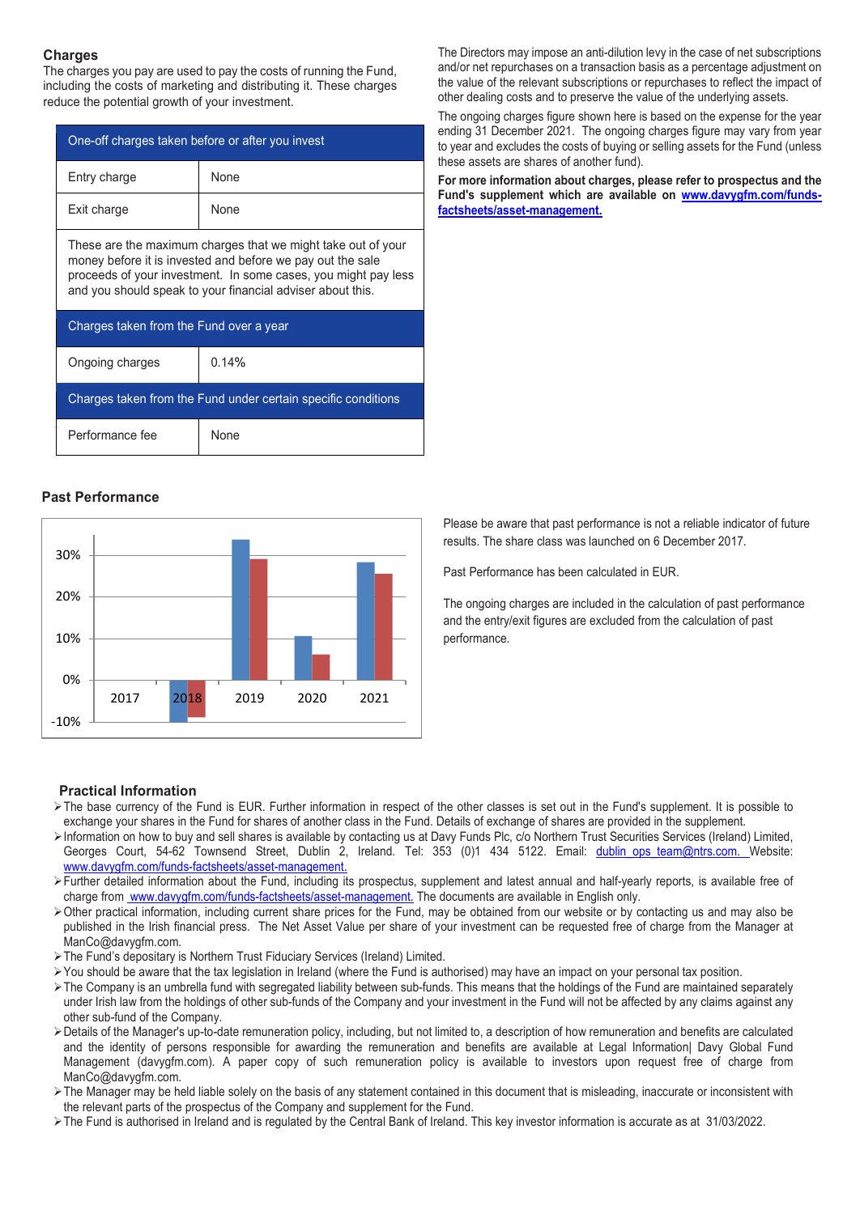## Charges

The charges you pay are used to pay the costs of running the Fund, including the costs of marketing and distributing it. These charges reduce the potential growth of your investment.

| One-off charges taken before or after you invest | |
|---|---|
| Entry charge | None |
| Exit charge | None |
| These are the maximum charges that we might take out of your money before it is invested and before we pay out the sale proceeds of your investment. In some cases, you might pay less and you should speak to your financial adviser about this. | |
| **Charges taken from the Fund over a year** | |
| Ongoing charges | 0.14% |
| **Charges taken from the Fund under certain specific conditions** | |
| Performance fee | None |

The Directors may impose an anti-dilution levy in the case of net subscriptions and/or net repurchases on a transaction basis as a percentage adjustment on the value of the relevant subscriptions or repurchases to reflect the impact of other dealing costs and to preserve the value of the underlying assets.

The ongoing charges figure shown here is based on the expense for the year ending 31 December 2021. The ongoing charges figure may vary from year to year and excludes the costs of buying or selling assets for the Fund (unless these assets are shares of another fund).

**For more information about charges, please refer to prospectus and the Fund's supplement which are available on [www.davygfm.com/funds-factsheets/asset-management.](www.davygfm.com/funds-factsheets/asset-management)**

## Past Performance

30%
20%
10%
0%
-10%
2017
2018
2019
2020
2021

Please be aware that past performance is not a reliable indicator of future results. The share class was launched on 6 December 2017.

Past Performance has been calculated in EUR.

The ongoing charges are included in the calculation of past performance and the entry/exit figures are excluded from the calculation of past performance.

## Practical Information

- The base currency of the Fund is EUR. Further information in respect of the other classes is set out in the Fund's supplement. It is possible to exchange your shares in the Fund for shares of another class in the Fund. Details of exchange of shares are provided in the supplement.
- Information on how to buy and sell shares is available by contacting us at Davy Funds Plc, c/o Northern Trust Securities Services (Ireland) Limited, Georges Court, 54-62 Townsend Street, Dublin 2, Ireland. Tel: 353 (0)1 434 5122. Email: dublin_ops_team@ntrs.com. Website: www.davygfm.com/funds-factsheets/asset-management.
- Further detailed information about the Fund, including its prospectus, supplement and latest annual and half-yearly reports, is available free of charge from www.davygfm.com/funds-factsheets/asset-management. The documents are available in English only.
- Other practical information, including current share prices for the Fund, may be obtained from our website or by contacting us and may also be published in the Irish financial press. The Net Asset Value per share of your investment can be requested free of charge from the Manager at ManCo@davygfm.com.
- The Fund's depositary is Northern Trust Fiduciary Services (Ireland) Limited.
- You should be aware that the tax legislation in Ireland (where the Fund is authorised) may have an impact on your personal tax position.
- The Company is an umbrella fund with segregated liability between sub-funds. This means that the holdings of the Fund are maintained separately under Irish law from the holdings of other sub-funds of the Company and your investment in the Fund will not be affected by any claims against any other sub-fund of the Company.
- Details of the Manager's up-to-date remuneration policy, including, but not limited to, a description of how remuneration and benefits are calculated and the identity of persons responsible for awarding the remuneration and benefits are available at Legal Information| Davy Global Fund Management (davygfm.com). A paper copy of such remuneration policy is available to investors upon request free of charge from ManCo@davygfm.com.
- The Manager may be held liable solely on the basis of any statement contained in this document that is misleading, inaccurate or inconsistent with the relevant parts of the prospectus of the Company and supplement for the Fund.
- The Fund is authorised in Ireland and is regulated by the Central Bank of Ireland. This key investor information is accurate as at 31/03/2022.